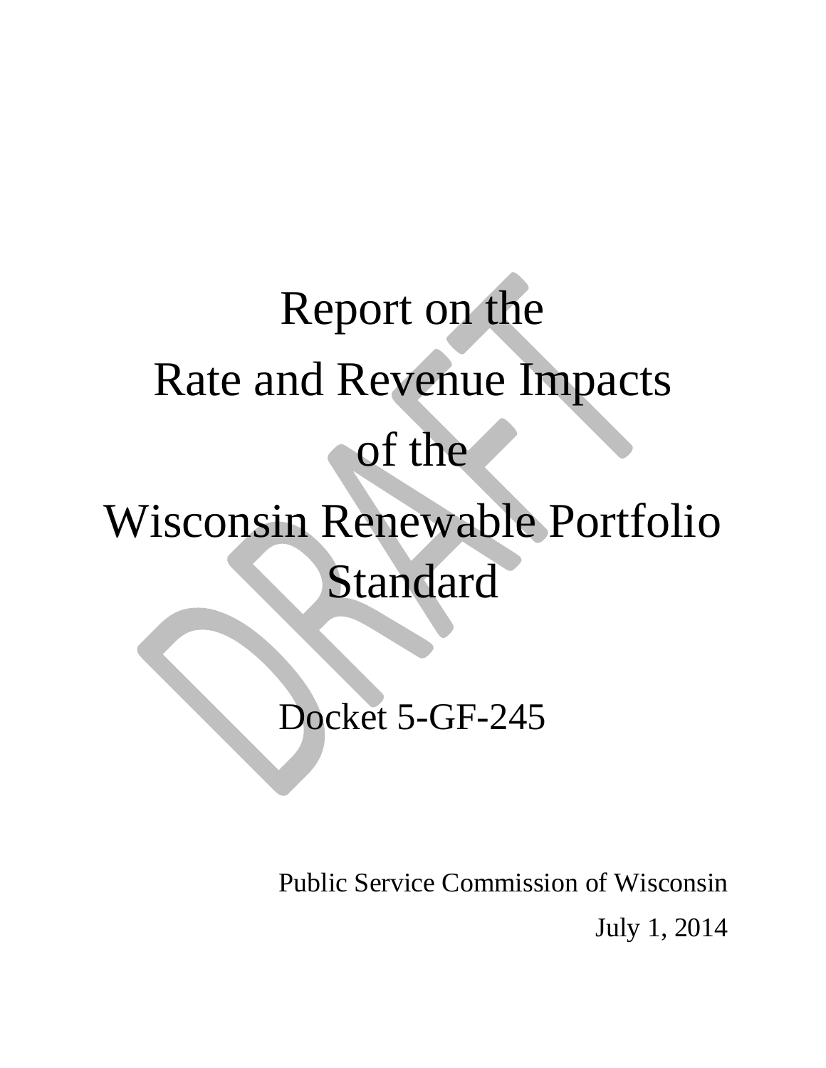# Report on the Rate and Revenue Impacts of the Wisconsin Renewable Portfolio Standard

DRAFT

Docket 5-GF-245

Public Service Commission of Wisconsin

July 1, 2014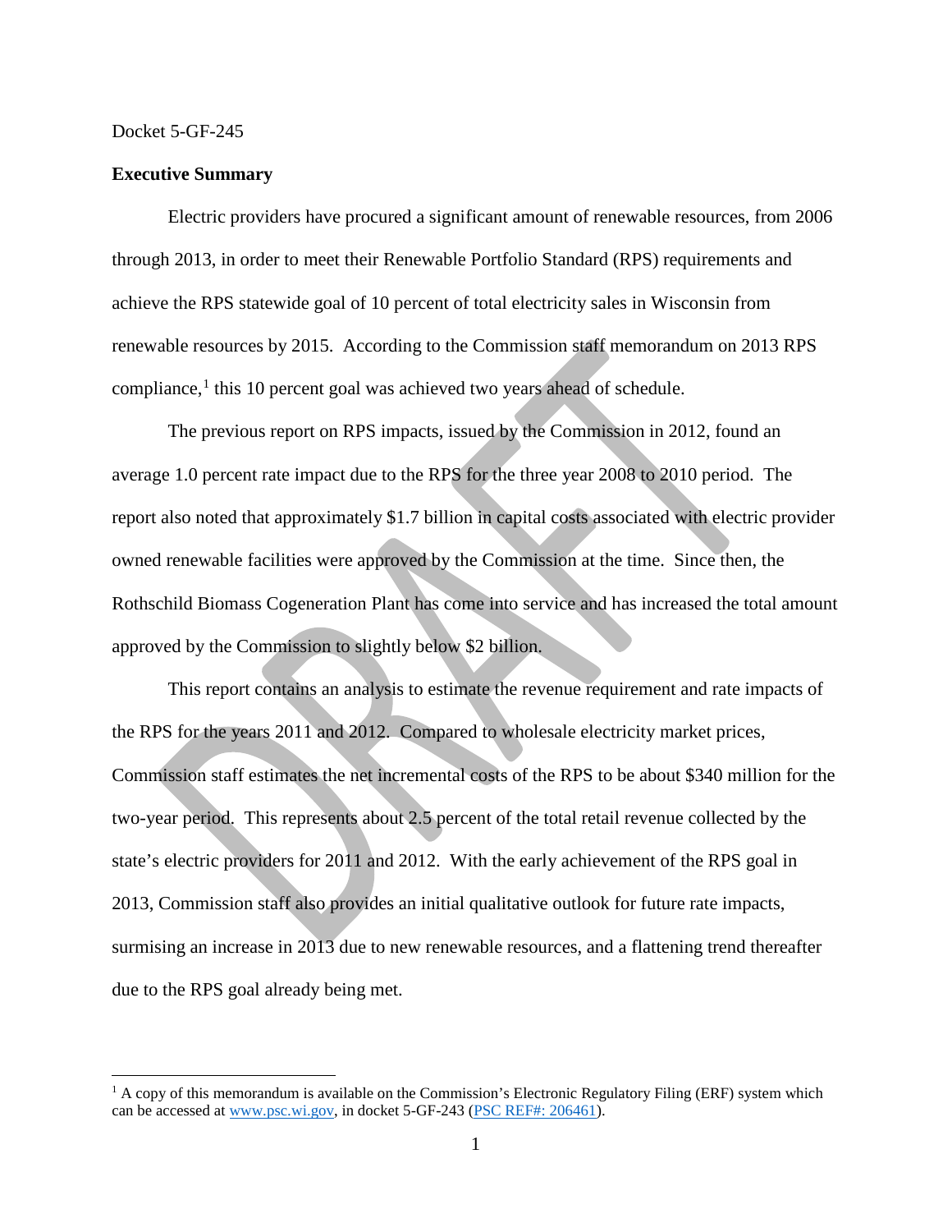Docket 5-GF-245

**Executive Summary**

Electric providers have procured a significant amount of renewable resources, from 2006 through 2013, in order to meet their Renewable Portfolio Standard (RPS) requirements and achieve the RPS statewide goal of 10 percent of total electricity sales in Wisconsin from renewable resources by 2015. According to the Commission staff memorandum on 2013 RPS compliance,[1] this 10 percent goal was achieved two years ahead of schedule.

The previous report on RPS impacts, issued by the Commission in 2012, found an average 1.0 percent rate impact due to the RPS for the three year 2008 to 2010 period. The report also noted that approximately $1.7 billion in capital costs associated with electric provider owned renewable facilities were approved by the Commission at the time. Since then, the Rothschild Biomass Cogeneration Plant has come into service and has increased the total amount approved by the Commission to slightly below $2 billion.

This report contains an analysis to estimate the revenue requirement and rate impacts of the RPS for the years 2011 and 2012. Compared to wholesale electricity market prices, Commission staff estimates the net incremental costs of the RPS to be about $340 million for the two-year period. This represents about 2.5 percent of the total retail revenue collected by the state's electric providers for 2011 and 2012. With the early achievement of the RPS goal in 2013, Commission staff also provides an initial qualitative outlook for future rate impacts, surmising an increase in 2013 due to new renewable resources, and a flattening trend thereafter due to the RPS goal already being met.

---

[1] A copy of this memorandum is available on the Commission's Electronic Regulatory Filing (ERF) system which can be accessed at www.psc.wi.gov, in docket 5-GF-243 (PSC REF#: 206461).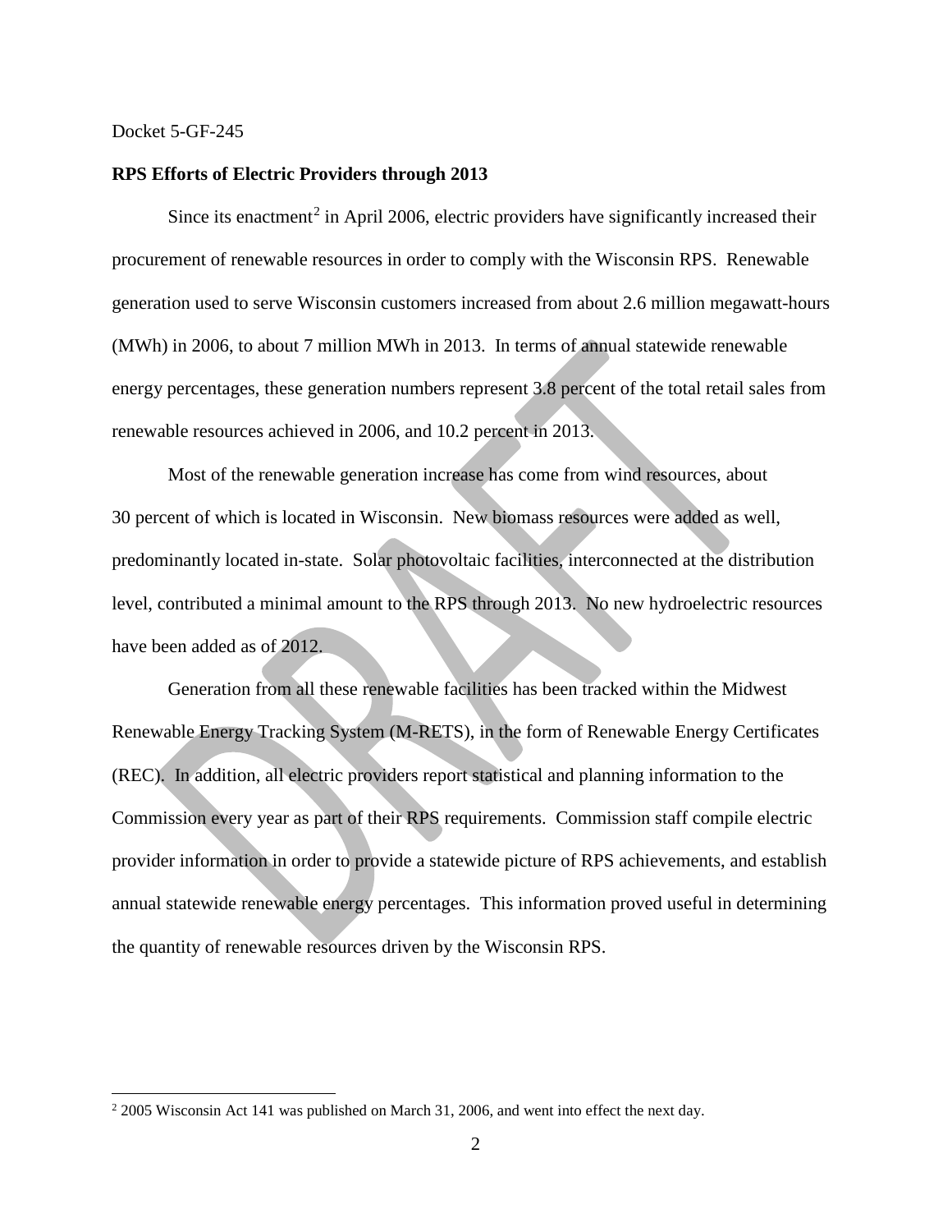Docket 5-GF-245

**RPS Efforts of Electric Providers through 2013**

Since its enactment[2] in April 2006, electric providers have significantly increased their procurement of renewable resources in order to comply with the Wisconsin RPS. Renewable generation used to serve Wisconsin customers increased from about 2.6 million megawatt-hours (MWh) in 2006, to about 7 million MWh in 2013. In terms of annual statewide renewable energy percentages, these generation numbers represent 3.8 percent of the total retail sales from renewable resources achieved in 2006, and 10.2 percent in 2013.

Most of the renewable generation increase has come from wind resources, about 30 percent of which is located in Wisconsin. New biomass resources were added as well, predominantly located in-state. Solar photovoltaic facilities, interconnected at the distribution level, contributed a minimal amount to the RPS through 2013. No new hydroelectric resources have been added as of 2012.

Generation from all these renewable facilities has been tracked within the Midwest Renewable Energy Tracking System (M-RETS), in the form of Renewable Energy Certificates (REC). In addition, all electric providers report statistical and planning information to the Commission every year as part of their RPS requirements. Commission staff compile electric provider information in order to provide a statewide picture of RPS achievements, and establish annual statewide renewable energy percentages. This information proved useful in determining the quantity of renewable resources driven by the Wisconsin RPS.

[2] 2005 Wisconsin Act 141 was published on March 31, 2006, and went into effect the next day.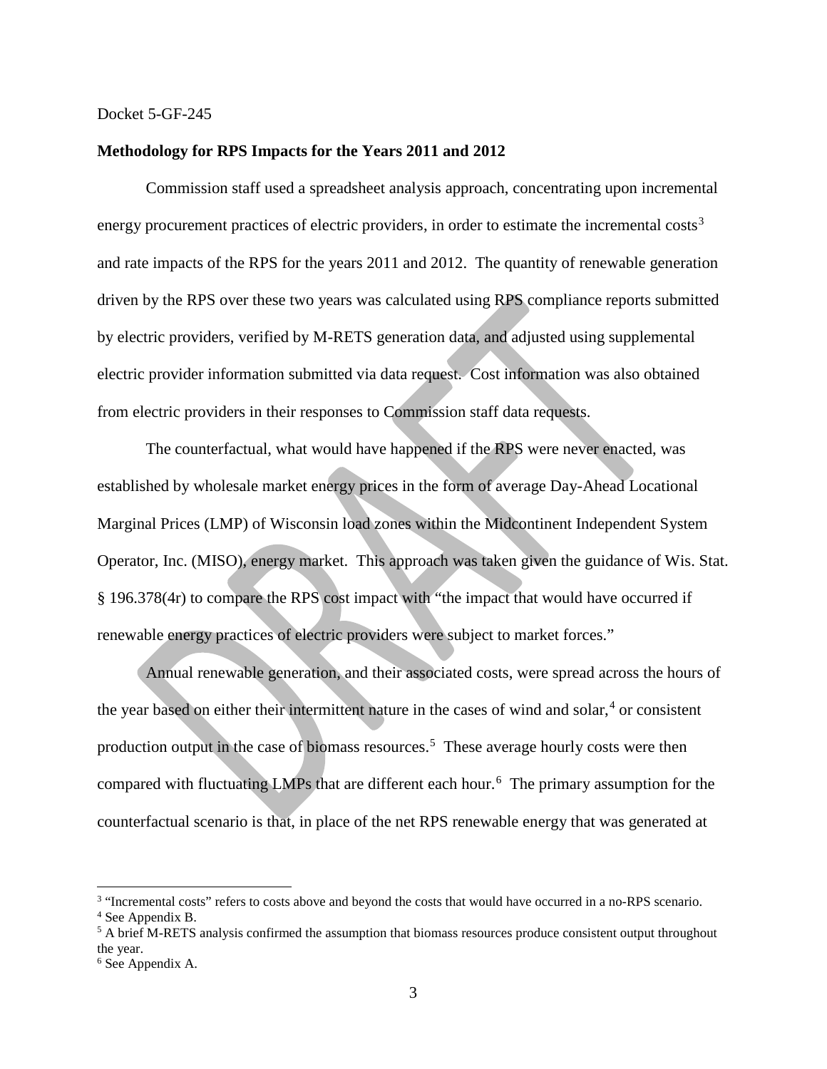Docket 5-GF-245

**Methodology for RPS Impacts for the Years 2011 and 2012**

Commission staff used a spreadsheet analysis approach, concentrating upon incremental energy procurement practices of electric providers, in order to estimate the incremental costs[3] and rate impacts of the RPS for the years 2011 and 2012. The quantity of renewable generation driven by the RPS over these two years was calculated using RPS compliance reports submitted by electric providers, verified by M-RETS generation data, and adjusted using supplemental electric provider information submitted via data request. Cost information was also obtained from electric providers in their responses to Commission staff data requests.

The counterfactual, what would have happened if the RPS were never enacted, was established by wholesale market energy prices in the form of average Day-Ahead Locational Marginal Prices (LMP) of Wisconsin load zones within the Midcontinent Independent System Operator, Inc. (MISO), energy market. This approach was taken given the guidance of Wis. Stat. § 196.378(4r) to compare the RPS cost impact with "the impact that would have occurred if renewable energy practices of electric providers were subject to market forces."

Annual renewable generation, and their associated costs, were spread across the hours of the year based on either their intermittent nature in the cases of wind and solar,[4] or consistent production output in the case of biomass resources.[5] These average hourly costs were then compared with fluctuating LMPs that are different each hour.[6] The primary assumption for the counterfactual scenario is that, in place of the net RPS renewable energy that was generated at

---

[3] "Incremental costs" refers to costs above and beyond the costs that would have occurred in a no-RPS scenario.

[4] See Appendix B.

[5] A brief M-RETS analysis confirmed the assumption that biomass resources produce consistent output throughout the year.

[6] See Appendix A.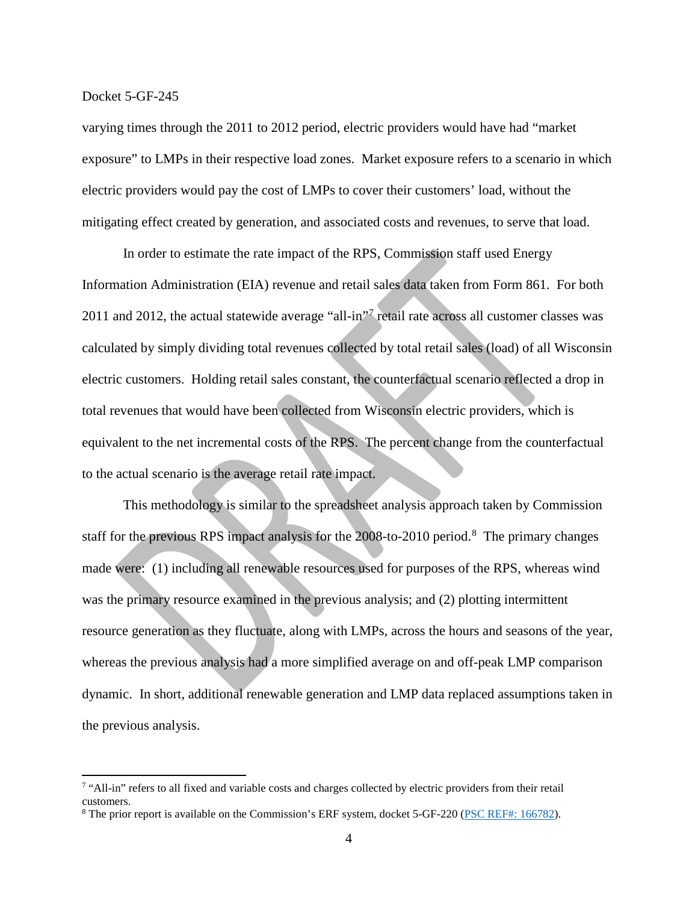varying times through the 2011 to 2012 period, electric providers would have had "market exposure" to LMPs in their respective load zones. Market exposure refers to a scenario in which electric providers would pay the cost of LMPs to cover their customers' load, without the mitigating effect created by generation, and associated costs and revenues, to serve that load.

In order to estimate the rate impact of the RPS, Commission staff used Energy Information Administration (EIA) revenue and retail sales data taken from Form 861. For both 2011 and 2012, the actual statewide average "all-in"[7] retail rate across all customer classes was calculated by simply dividing total revenues collected by total retail sales (load) of all Wisconsin electric customers. Holding retail sales constant, the counterfactual scenario reflected a drop in total revenues that would have been collected from Wisconsin electric providers, which is equivalent to the net incremental costs of the RPS. The percent change from the counterfactual to the actual scenario is the average retail rate impact.

This methodology is similar to the spreadsheet analysis approach taken by Commission staff for the previous RPS impact analysis for the 2008-to-2010 period.[8] The primary changes made were: (1) including all renewable resources used for purposes of the RPS, whereas wind was the primary resource examined in the previous analysis; and (2) plotting intermittent resource generation as they fluctuate, along with LMPs, across the hours and seasons of the year, whereas the previous analysis had a more simplified average on and off-peak LMP comparison dynamic. In short, additional renewable generation and LMP data replaced assumptions taken in the previous analysis.

---

[7] "All-in" refers to all fixed and variable costs and charges collected by electric providers from their retail customers.

[8] The prior report is available on the Commission's ERF system, docket 5-GF-220 (PSC REF#: 166782).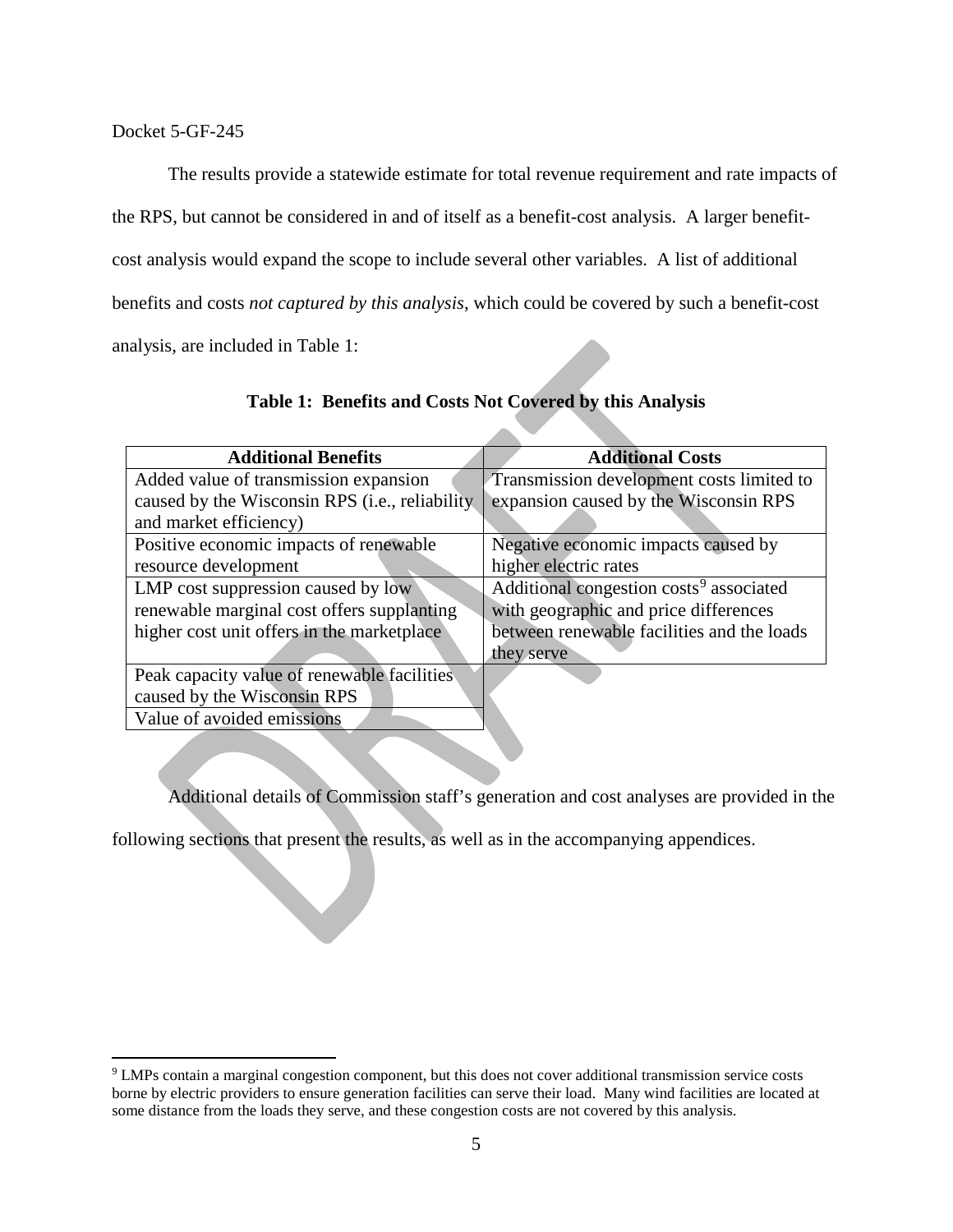Docket 5-GF-245

The results provide a statewide estimate for total revenue requirement and rate impacts of the RPS, but cannot be considered in and of itself as a benefit-cost analysis. A larger benefit-cost analysis would expand the scope to include several other variables. A list of additional benefits and costs *not captured by this analysis*, which could be covered by such a benefit-cost analysis, are included in Table 1:

**Table 1: Benefits and Costs Not Covered by this Analysis**

| Additional Benefits | Additional Costs |
|---|---|
| Added value of transmission expansion caused by the Wisconsin RPS (i.e., reliability and market efficiency) | Transmission development costs limited to expansion caused by the Wisconsin RPS |
| Positive economic impacts of renewable resource development | Negative economic impacts caused by higher electric rates |
| LMP cost suppression caused by low renewable marginal cost offers supplanting higher cost unit offers in the marketplace | Additional congestion costs[9] associated with geographic and price differences between renewable facilities and the loads they serve |
| Peak capacity value of renewable facilities caused by the Wisconsin RPS | |
| Value of avoided emissions | |

Additional details of Commission staff's generation and cost analyses are provided in the following sections that present the results, as well as in the accompanying appendices.

[9] LMPs contain a marginal congestion component, but this does not cover additional transmission service costs borne by electric providers to ensure generation facilities can serve their load. Many wind facilities are located at some distance from the loads they serve, and these congestion costs are not covered by this analysis.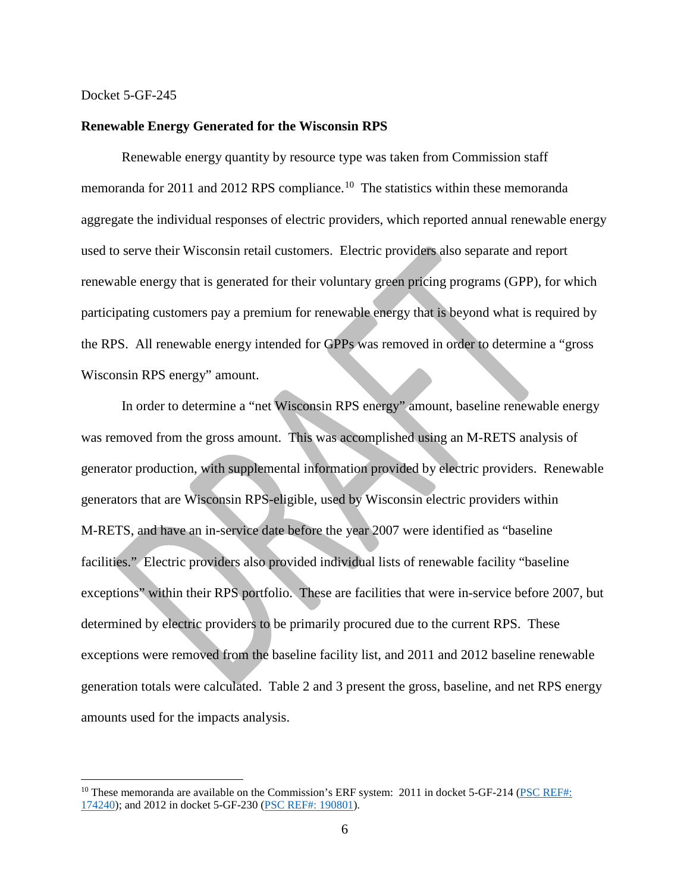**Renewable Energy Generated for the Wisconsin RPS**

Renewable energy quantity by resource type was taken from Commission staff memoranda for 2011 and 2012 RPS compliance.[10] The statistics within these memoranda aggregate the individual responses of electric providers, which reported annual renewable energy used to serve their Wisconsin retail customers. Electric providers also separate and report renewable energy that is generated for their voluntary green pricing programs (GPP), for which participating customers pay a premium for renewable energy that is beyond what is required by the RPS. All renewable energy intended for GPPs was removed in order to determine a "gross Wisconsin RPS energy" amount.

In order to determine a "net Wisconsin RPS energy" amount, baseline renewable energy was removed from the gross amount. This was accomplished using an M-RETS analysis of generator production, with supplemental information provided by electric providers. Renewable generators that are Wisconsin RPS-eligible, used by Wisconsin electric providers within M-RETS, and have an in-service date before the year 2007 were identified as "baseline facilities." Electric providers also provided individual lists of renewable facility "baseline exceptions" within their RPS portfolio. These are facilities that were in-service before 2007, but determined by electric providers to be primarily procured due to the current RPS. These exceptions were removed from the baseline facility list, and 2011 and 2012 baseline renewable generation totals were calculated. Table 2 and 3 present the gross, baseline, and net RPS energy amounts used for the impacts analysis.

---

[10] These memoranda are available on the Commission's ERF system: 2011 in docket 5-GF-214 (PSC REF#: 174240); and 2012 in docket 5-GF-230 (PSC REF#: 190801).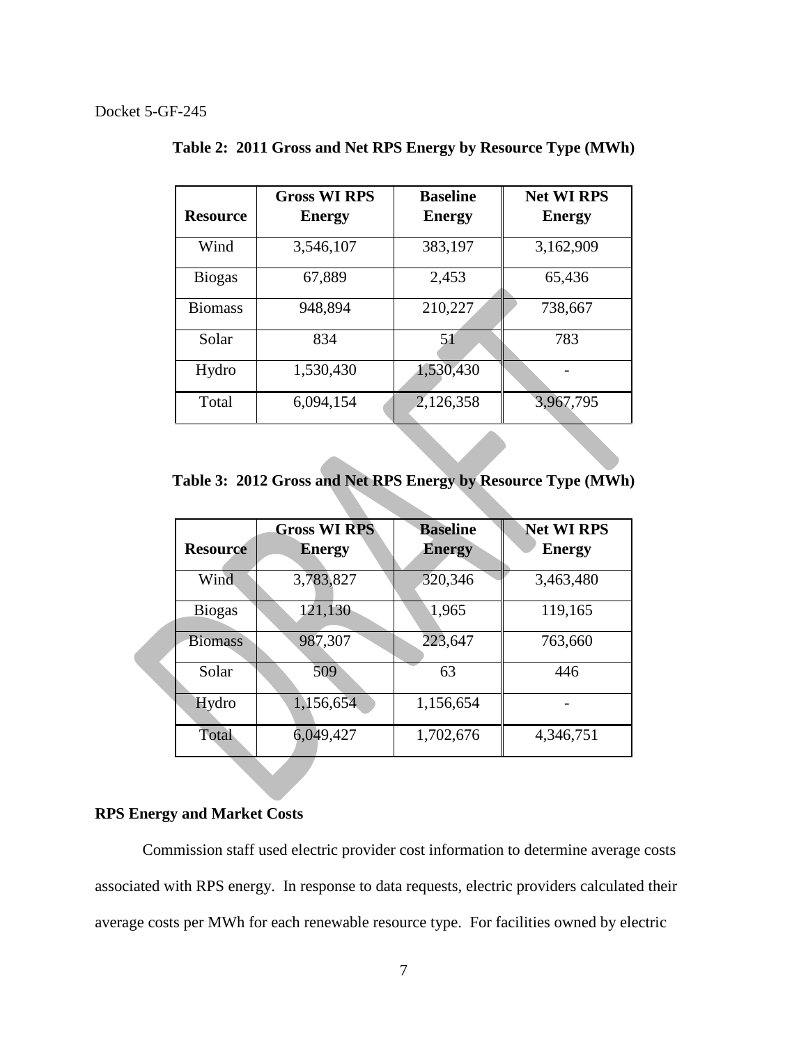Docket 5-GF-245

**Table 2: 2011 Gross and Net RPS Energy by Resource Type (MWh)**

| Resource | Gross WI RPS Energy | Baseline Energy | Net WI RPS Energy |
|---|---|---|---|
| Wind | 3,546,107 | 383,197 | 3,162,909 |
| Biogas | 67,889 | 2,453 | 65,436 |
| Biomass | 948,894 | 210,227 | 738,667 |
| Solar | 834 | 51 | 783 |
| Hydro | 1,530,430 | 1,530,430 | - |
| Total | 6,094,154 | 2,126,358 | 3,967,795 |

**Table 3: 2012 Gross and Net RPS Energy by Resource Type (MWh)**

| Resource | Gross WI RPS Energy | Baseline Energy | Net WI RPS Energy |
|---|---|---|---|
| Wind | 3,783,827 | 320,346 | 3,463,480 |
| Biogas | 121,130 | 1,965 | 119,165 |
| Biomass | 987,307 | 223,647 | 763,660 |
| Solar | 509 | 63 | 446 |
| Hydro | 1,156,654 | 1,156,654 | - |
| Total | 6,049,427 | 1,702,676 | 4,346,751 |

**RPS Energy and Market Costs**

Commission staff used electric provider cost information to determine average costs associated with RPS energy. In response to data requests, electric providers calculated their average costs per MWh for each renewable resource type. For facilities owned by electric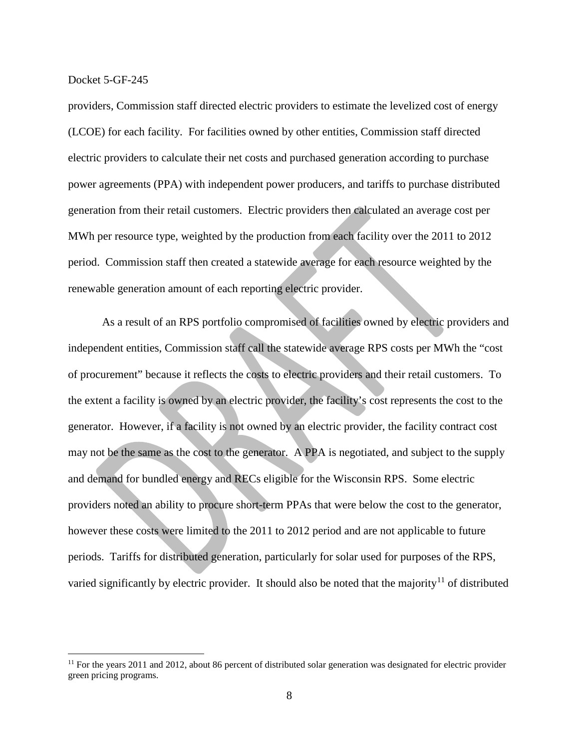providers, Commission staff directed electric providers to estimate the levelized cost of energy (LCOE) for each facility. For facilities owned by other entities, Commission staff directed electric providers to calculate their net costs and purchased generation according to purchase power agreements (PPA) with independent power producers, and tariffs to purchase distributed generation from their retail customers. Electric providers then calculated an average cost per MWh per resource type, weighted by the production from each facility over the 2011 to 2012 period. Commission staff then created a statewide average for each resource weighted by the renewable generation amount of each reporting electric provider.

As a result of an RPS portfolio compromised of facilities owned by electric providers and independent entities, Commission staff call the statewide average RPS costs per MWh the "cost of procurement" because it reflects the costs to electric providers and their retail customers. To the extent a facility is owned by an electric provider, the facility's cost represents the cost to the generator. However, if a facility is not owned by an electric provider, the facility contract cost may not be the same as the cost to the generator. A PPA is negotiated, and subject to the supply and demand for bundled energy and RECs eligible for the Wisconsin RPS. Some electric providers noted an ability to procure short-term PPAs that were below the cost to the generator, however these costs were limited to the 2011 to 2012 period and are not applicable to future periods. Tariffs for distributed generation, particularly for solar used for purposes of the RPS, varied significantly by electric provider. It should also be noted that the majority[11] of distributed

[11] For the years 2011 and 2012, about 86 percent of distributed solar generation was designated for electric provider green pricing programs.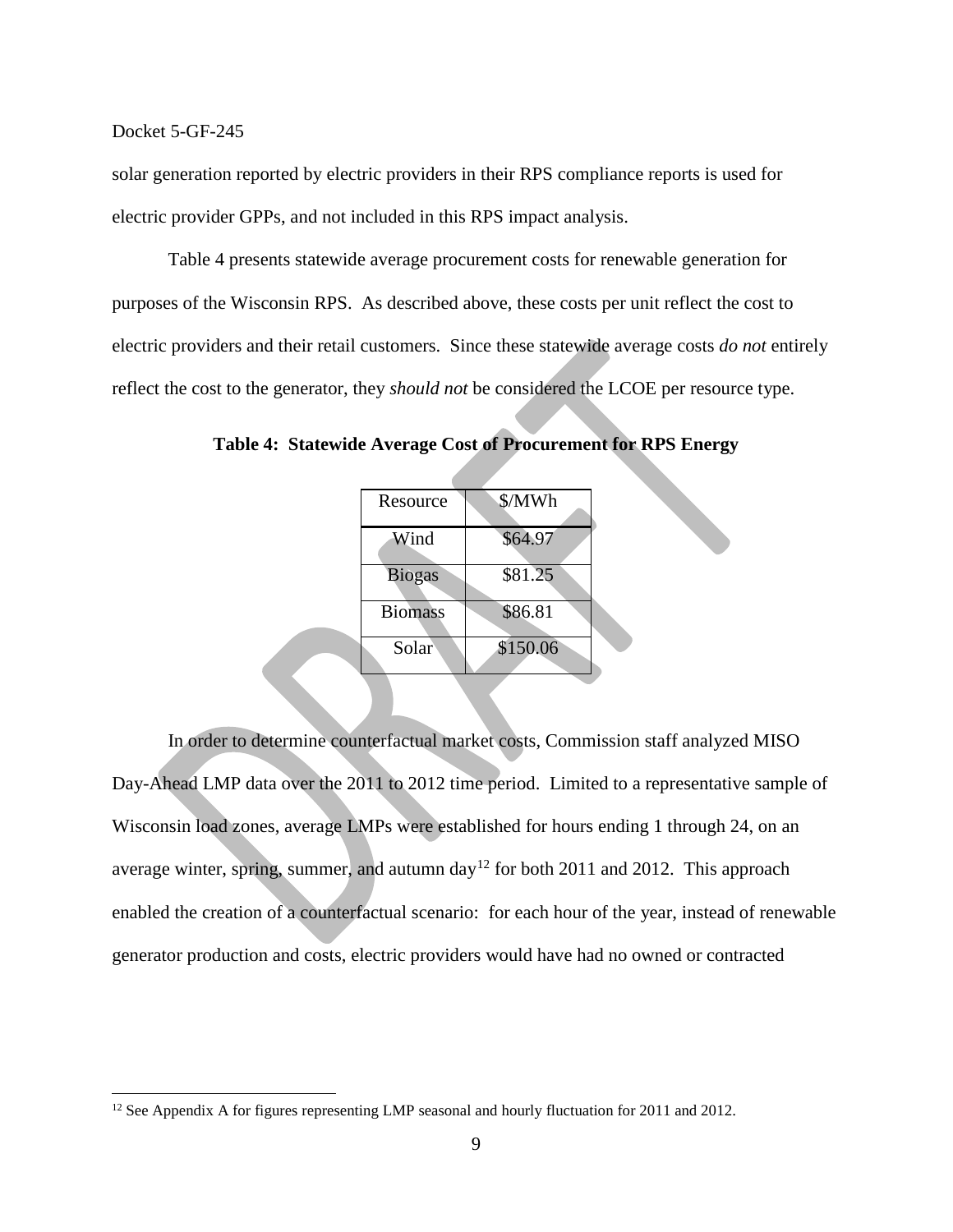solar generation reported by electric providers in their RPS compliance reports is used for electric provider GPPs, and not included in this RPS impact analysis.

Table 4 presents statewide average procurement costs for renewable generation for purposes of the Wisconsin RPS. As described above, these costs per unit reflect the cost to electric providers and their retail customers. Since these statewide average costs *do not* entirely reflect the cost to the generator, they *should not* be considered the LCOE per resource type.

**Table 4: Statewide Average Cost of Procurement for RPS Energy**

| Resource | $/MWh |
|---|---|
| Wind | $64.97 |
| Biogas | $81.25 |
| Biomass | $86.81 |
| Solar | $150.06 |

In order to determine counterfactual market costs, Commission staff analyzed MISO Day-Ahead LMP data over the 2011 to 2012 time period. Limited to a representative sample of Wisconsin load zones, average LMPs were established for hours ending 1 through 24, on an average winter, spring, summer, and autumn day[12] for both 2011 and 2012. This approach enabled the creation of a counterfactual scenario: for each hour of the year, instead of renewable generator production and costs, electric providers would have had no owned or contracted

[12] See Appendix A for figures representing LMP seasonal and hourly fluctuation for 2011 and 2012.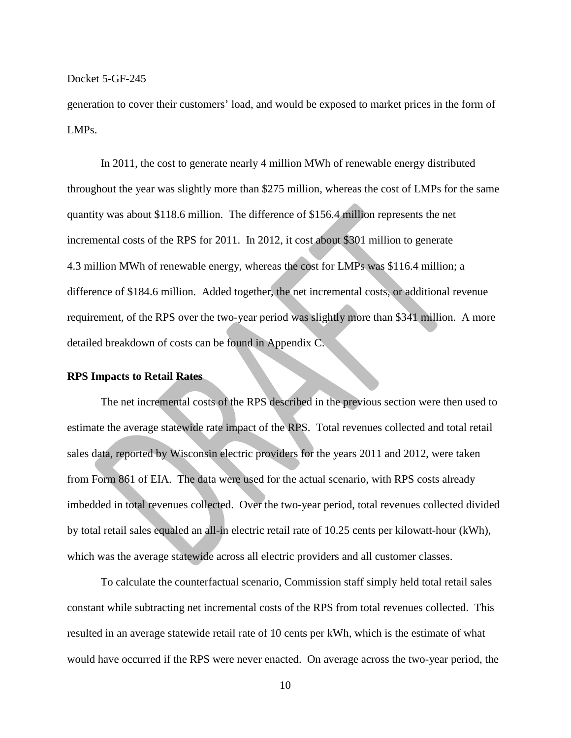generation to cover their customers' load, and would be exposed to market prices in the form of LMPs.

In 2011, the cost to generate nearly 4 million MWh of renewable energy distributed throughout the year was slightly more than $275 million, whereas the cost of LMPs for the same quantity was about $118.6 million. The difference of $156.4 million represents the net incremental costs of the RPS for 2011. In 2012, it cost about $301 million to generate 4.3 million MWh of renewable energy, whereas the cost for LMPs was $116.4 million; a difference of $184.6 million. Added together, the net incremental costs, or additional revenue requirement, of the RPS over the two-year period was slightly more than $341 million. A more detailed breakdown of costs can be found in Appendix C.

**RPS Impacts to Retail Rates**

The net incremental costs of the RPS described in the previous section were then used to estimate the average statewide rate impact of the RPS. Total revenues collected and total retail sales data, reported by Wisconsin electric providers for the years 2011 and 2012, were taken from Form 861 of EIA. The data were used for the actual scenario, with RPS costs already imbedded in total revenues collected. Over the two-year period, total revenues collected divided by total retail sales equaled an all-in electric retail rate of 10.25 cents per kilowatt-hour (kWh), which was the average statewide across all electric providers and all customer classes.

To calculate the counterfactual scenario, Commission staff simply held total retail sales constant while subtracting net incremental costs of the RPS from total revenues collected. This resulted in an average statewide retail rate of 10 cents per kWh, which is the estimate of what would have occurred if the RPS were never enacted. On average across the two-year period, the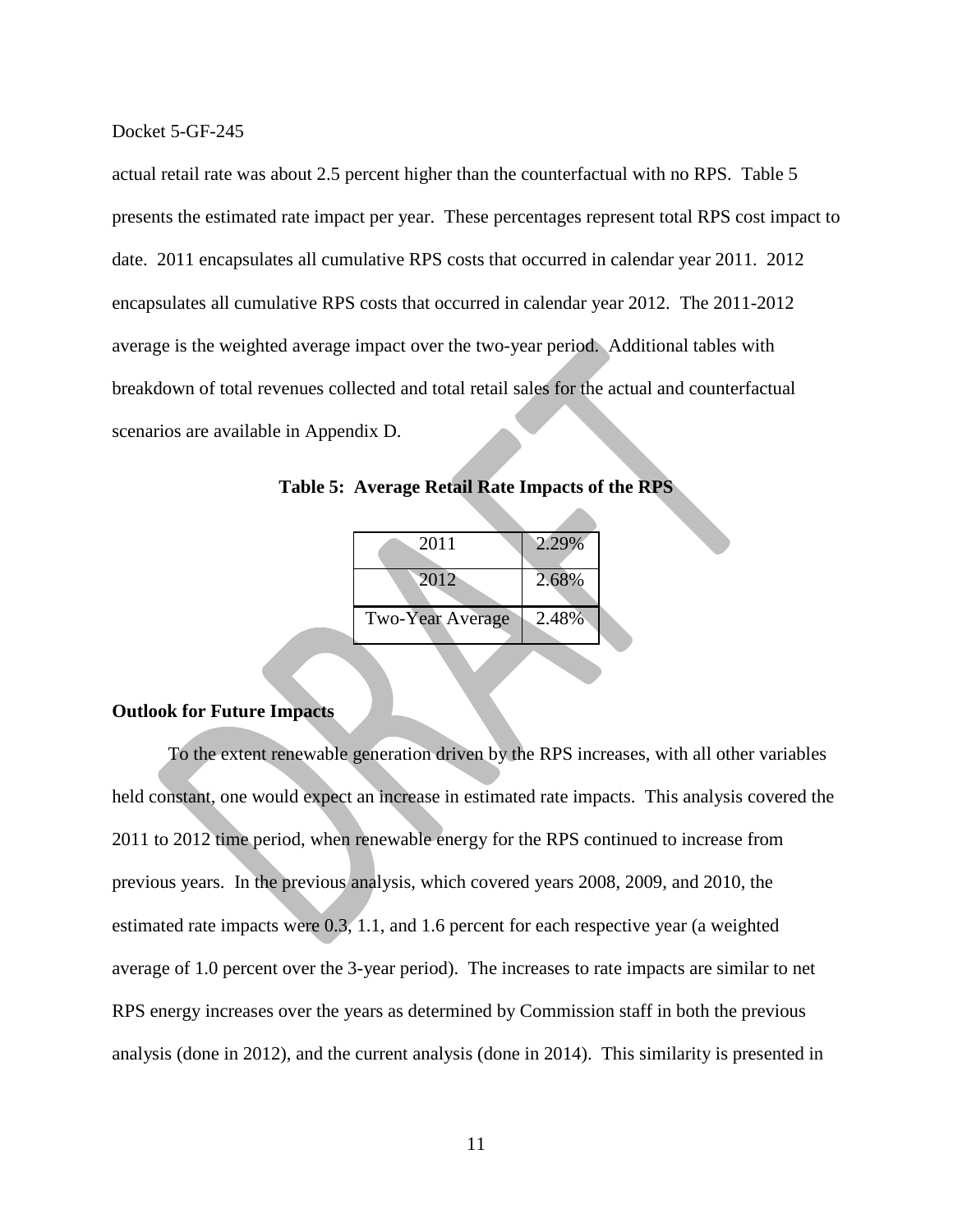actual retail rate was about 2.5 percent higher than the counterfactual with no RPS. Table 5 presents the estimated rate impact per year. These percentages represent total RPS cost impact to date. 2011 encapsulates all cumulative RPS costs that occurred in calendar year 2011. 2012 encapsulates all cumulative RPS costs that occurred in calendar year 2012. The 2011-2012 average is the weighted average impact over the two-year period. Additional tables with breakdown of total revenues collected and total retail sales for the actual and counterfactual scenarios are available in Appendix D.

**Table 5: Average Retail Rate Impacts of the RPS**

| | |
|---|---|
| 2011 | 2.29% |
| 2012 | 2.68% |
| Two-Year Average | 2.48% |

**Outlook for Future Impacts**

To the extent renewable generation driven by the RPS increases, with all other variables held constant, one would expect an increase in estimated rate impacts. This analysis covered the 2011 to 2012 time period, when renewable energy for the RPS continued to increase from previous years. In the previous analysis, which covered years 2008, 2009, and 2010, the estimated rate impacts were 0.3, 1.1, and 1.6 percent for each respective year (a weighted average of 1.0 percent over the 3-year period). The increases to rate impacts are similar to net RPS energy increases over the years as determined by Commission staff in both the previous analysis (done in 2012), and the current analysis (done in 2014). This similarity is presented in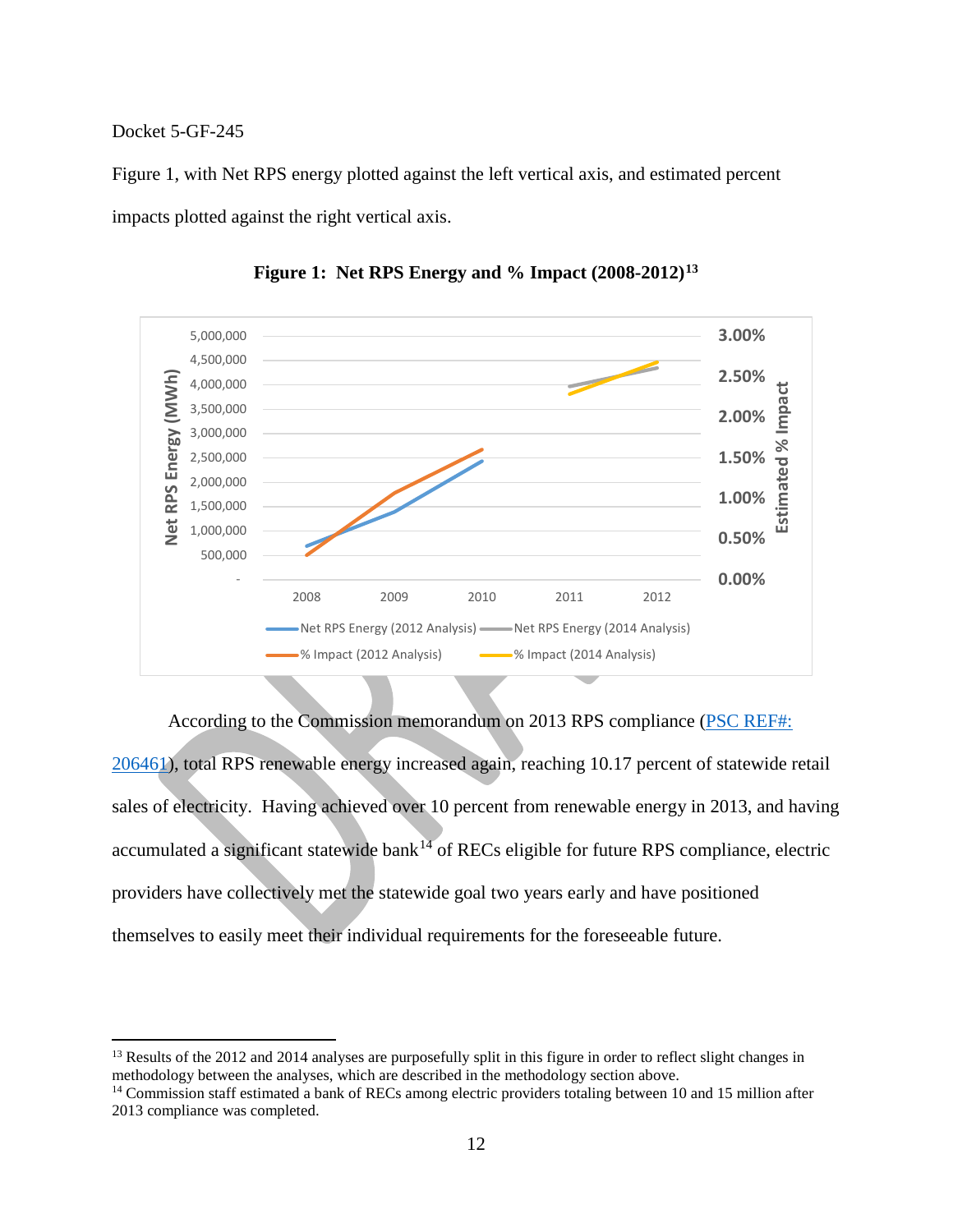Docket 5-GF-245

Figure 1, with Net RPS energy plotted against the left vertical axis, and estimated percent impacts plotted against the right vertical axis.

**Figure 1: Net RPS Energy and % Impact (2008-2012)[13]**

According to the Commission memorandum on 2013 RPS compliance (PSC REF#: 206461), total RPS renewable energy increased again, reaching 10.17 percent of statewide retail sales of electricity. Having achieved over 10 percent from renewable energy in 2013, and having accumulated a significant statewide bank[14] of RECs eligible for future RPS compliance, electric providers have collectively met the statewide goal two years early and have positioned themselves to easily meet their individual requirements for the foreseeable future.

---

[13] Results of the 2012 and 2014 analyses are purposefully split in this figure in order to reflect slight changes in methodology between the analyses, which are described in the methodology section above.

[14] Commission staff estimated a bank of RECs among electric providers totaling between 10 and 15 million after 2013 compliance was completed.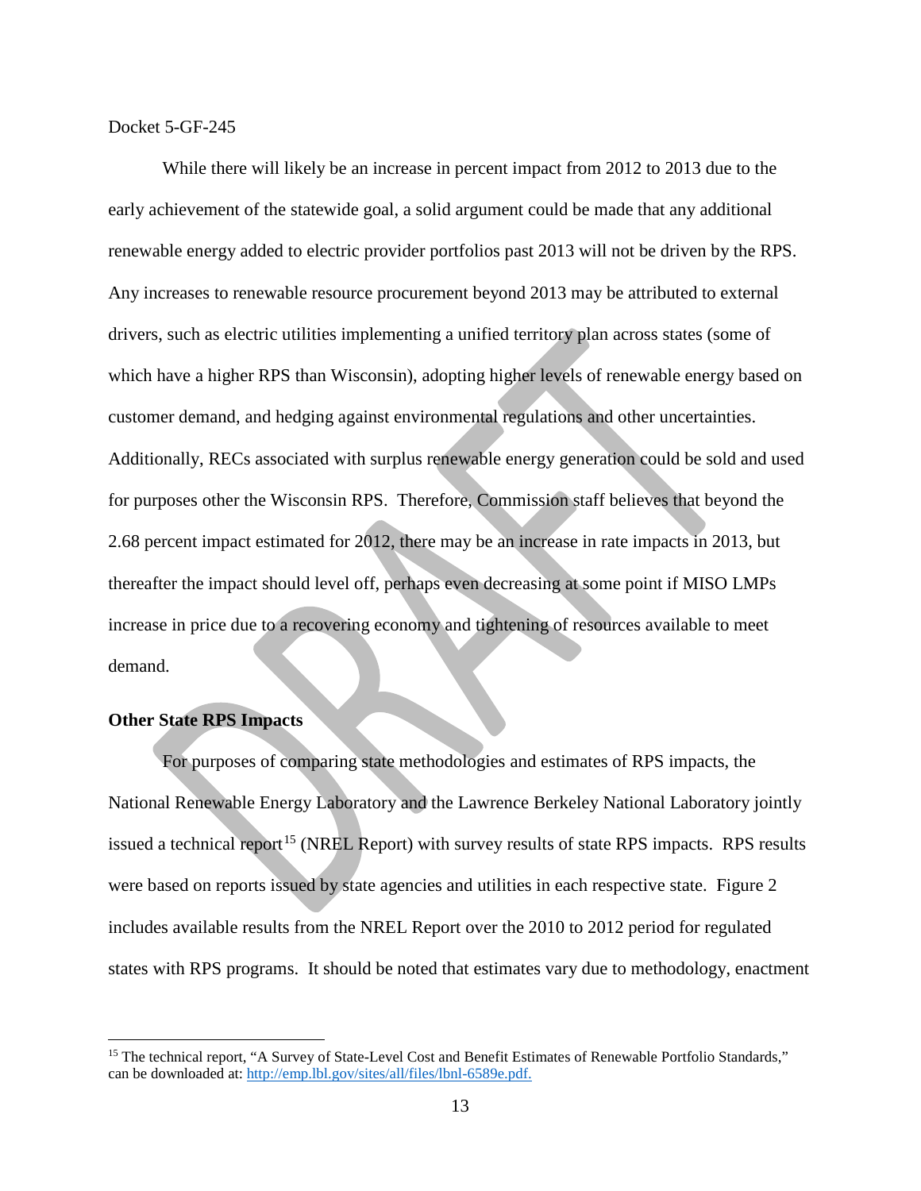While there will likely be an increase in percent impact from 2012 to 2013 due to the early achievement of the statewide goal, a solid argument could be made that any additional renewable energy added to electric provider portfolios past 2013 will not be driven by the RPS. Any increases to renewable resource procurement beyond 2013 may be attributed to external drivers, such as electric utilities implementing a unified territory plan across states (some of which have a higher RPS than Wisconsin), adopting higher levels of renewable energy based on customer demand, and hedging against environmental regulations and other uncertainties. Additionally, RECs associated with surplus renewable energy generation could be sold and used for purposes other the Wisconsin RPS. Therefore, Commission staff believes that beyond the 2.68 percent impact estimated for 2012, there may be an increase in rate impacts in 2013, but thereafter the impact should level off, perhaps even decreasing at some point if MISO LMPs increase in price due to a recovering economy and tightening of resources available to meet demand.

**Other State RPS Impacts**

For purposes of comparing state methodologies and estimates of RPS impacts, the National Renewable Energy Laboratory and the Lawrence Berkeley National Laboratory jointly issued a technical report[15] (NREL Report) with survey results of state RPS impacts. RPS results were based on reports issued by state agencies and utilities in each respective state. Figure 2 includes available results from the NREL Report over the 2010 to 2012 period for regulated states with RPS programs. It should be noted that estimates vary due to methodology, enactment

[15] The technical report, "A Survey of State-Level Cost and Benefit Estimates of Renewable Portfolio Standards," can be downloaded at: http://emp.lbl.gov/sites/all/files/lbnl-6589e.pdf.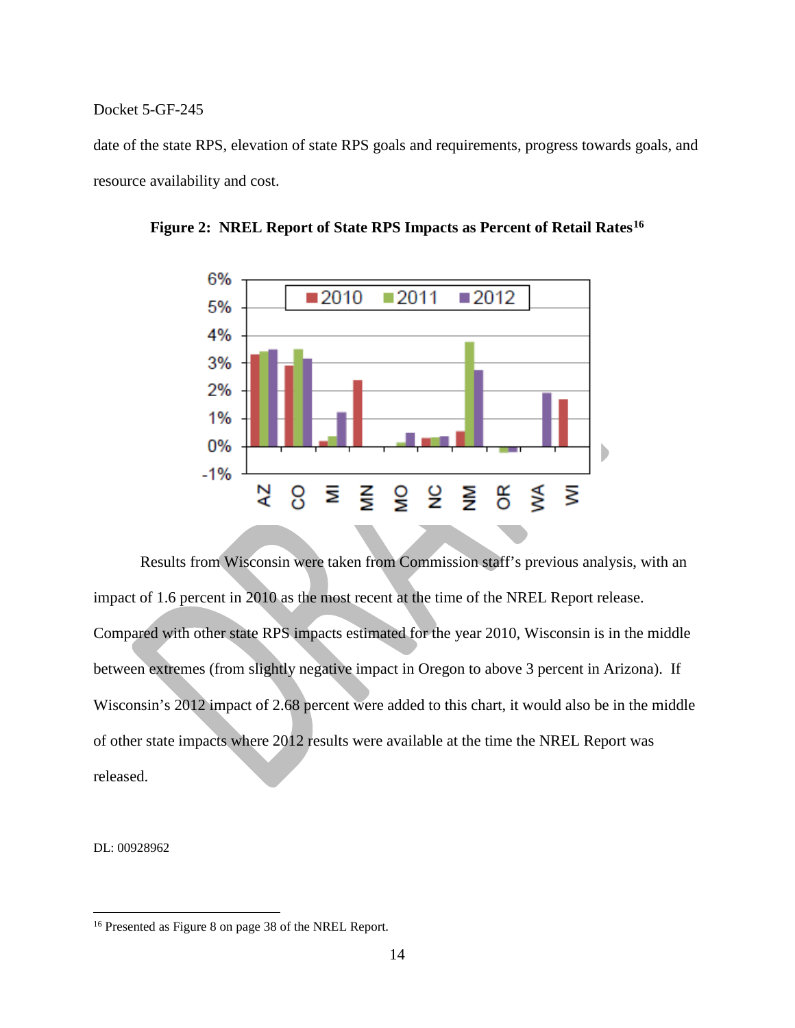date of the state RPS, elevation of state RPS goals and requirements, progress towards goals, and resource availability and cost.

**Figure 2: NREL Report of State RPS Impacts as Percent of Retail Rates**[16]

Results from Wisconsin were taken from Commission staff's previous analysis, with an impact of 1.6 percent in 2010 as the most recent at the time of the NREL Report release. Compared with other state RPS impacts estimated for the year 2010, Wisconsin is in the middle between extremes (from slightly negative impact in Oregon to above 3 percent in Arizona). If Wisconsin's 2012 impact of 2.68 percent were added to this chart, it would also be in the middle of other state impacts where 2012 results were available at the time the NREL Report was released.

DL: 00928962

---

[16] Presented as Figure 8 on page 38 of the NREL Report.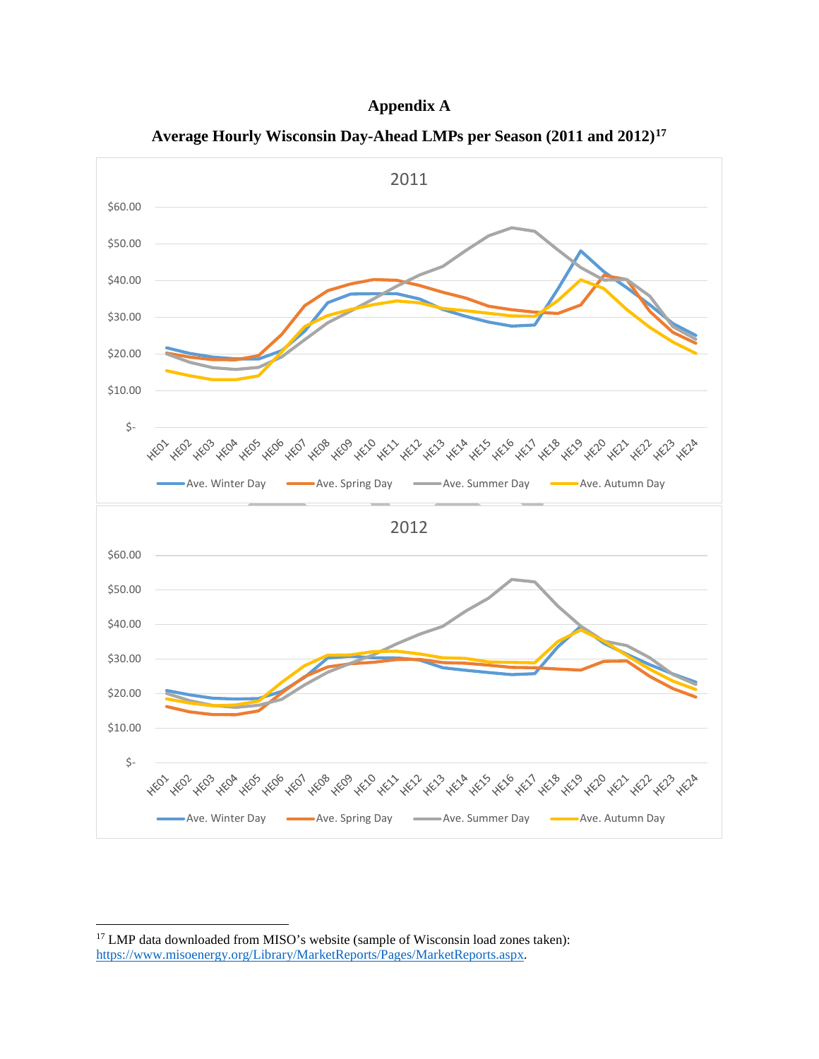# Appendix A

## Average Hourly Wisconsin Day-Ahead LMPs per Season (2011 and 2012)[17]

2011

$60.00
$50.00
$40.00
$30.00
$20.00
$10.00
$-

HE01 HE02 HE03 HE04 HE05 HE06 HE07 HE08 HE09 HE10 HE11 HE12 HE13 HE14 HE15 HE16 HE17 HE18 HE19 HE20 HE21 HE22 HE23 HE24

Ave. Winter Day | Ave. Spring Day | Ave. Summer Day | Ave. Autumn Day

2012

$60.00
$50.00
$40.00
$30.00
$20.00
$10.00
$-

HE01 HE02 HE03 HE04 HE05 HE06 HE07 HE08 HE09 HE10 HE11 HE12 HE13 HE14 HE15 HE16 HE17 HE18 HE19 HE20 HE21 HE22 HE23 HE24

Ave. Winter Day | Ave. Spring Day | Ave. Summer Day | Ave. Autumn Day

---

[17] LMP data downloaded from MISO's website (sample of Wisconsin load zones taken): https://www.misoenergy.org/Library/MarketReports/Pages/MarketReports.aspx.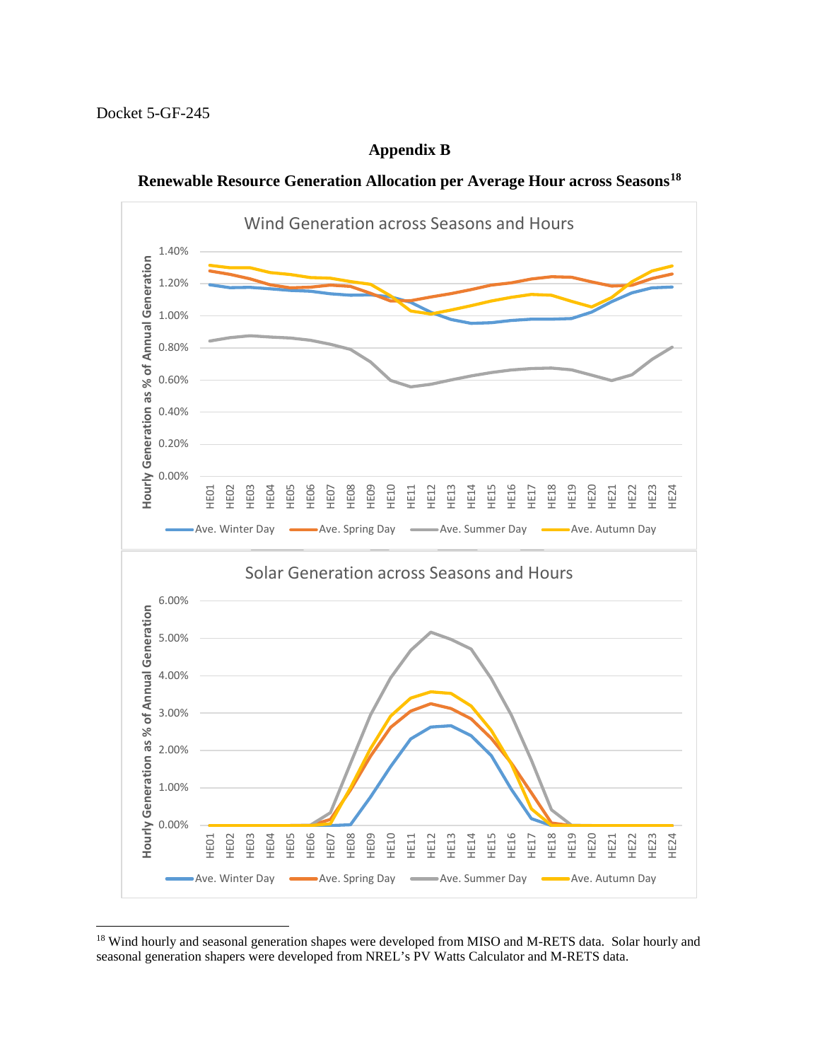Docket 5-GF-245

## Appendix B

### Renewable Resource Generation Allocation per Average Hour across Seasons[18]

Wind Generation across Seasons and Hours

Solar Generation across Seasons and Hours

---

[18] Wind hourly and seasonal generation shapes were developed from MISO and M-RETS data. Solar hourly and seasonal generation shapers were developed from NREL's PV Watts Calculator and M-RETS data.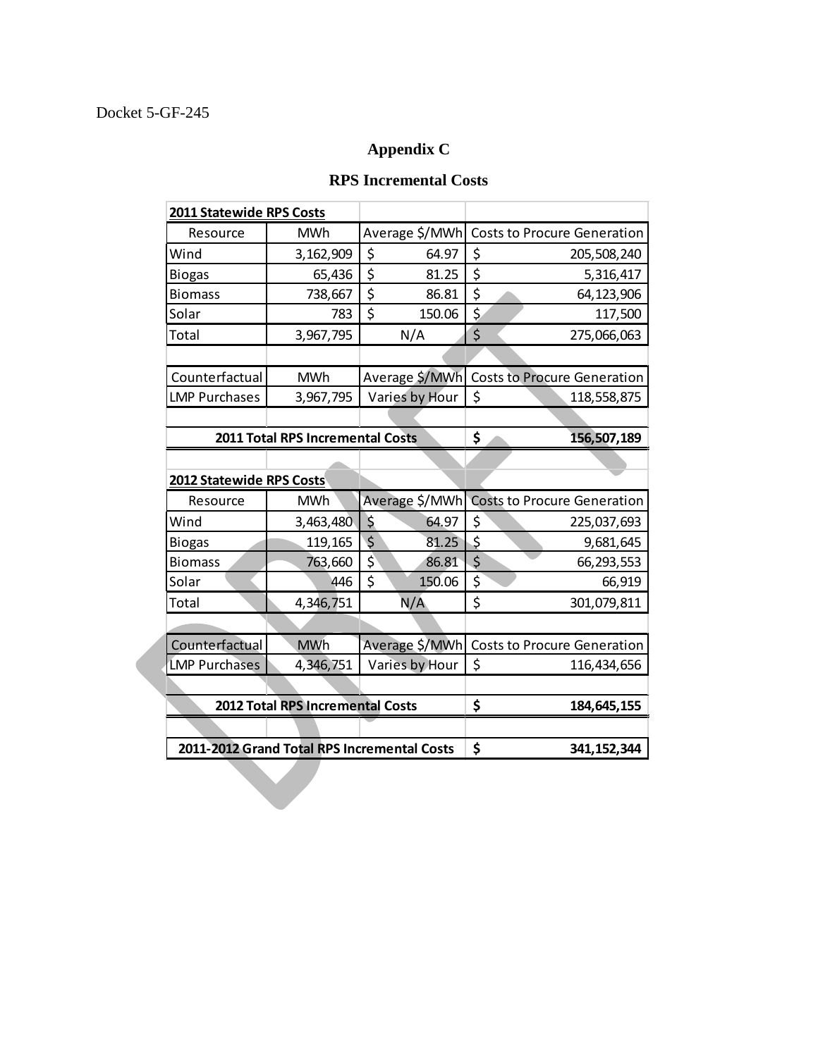Docket 5-GF-245

## Appendix C

### RPS Incremental Costs

| **2011 Statewide RPS Costs** | | | |
|---|---|---|---|
| Resource | MWh | Average $/MWh | Costs to Procure Generation |
| Wind | 3,162,909 | $ 64.97 | $ 205,508,240 |
| Biogas | 65,436 | $ 81.25 | $ 5,316,417 |
| Biomass | 738,667 | $ 86.81 | $ 64,123,906 |
| Solar | 783 | $ 150.06 | $ 117,500 |
| Total | 3,967,795 | N/A | $ 275,066,063 |
| | | | |
| Counterfactual | MWh | Average $/MWh | Costs to Procure Generation |
| LMP Purchases | 3,967,795 | Varies by Hour | $ 118,558,875 |
| | | | |
| **2011 Total RPS Incremental Costs** | | | **$ 156,507,189** |
| | | | |
| **2012 Statewide RPS Costs** | | | |
| Resource | MWh | Average $/MWh | Costs to Procure Generation |
| Wind | 3,463,480 | $ 64.97 | $ 225,037,693 |
| Biogas | 119,165 | $ 81.25 | $ 9,681,645 |
| Biomass | 763,660 | $ 86.81 | $ 66,293,553 |
| Solar | 446 | $ 150.06 | $ 66,919 |
| Total | 4,346,751 | N/A | $ 301,079,811 |
| | | | |
| Counterfactual | MWh | Average $/MWh | Costs to Procure Generation |
| LMP Purchases | 4,346,751 | Varies by Hour | $ 116,434,656 |
| | | | |
| **2012 Total RPS Incremental Costs** | | | **$ 184,645,155** |
| | | | |
| **2011-2012 Grand Total RPS Incremental Costs** | | | **$ 341,152,344** |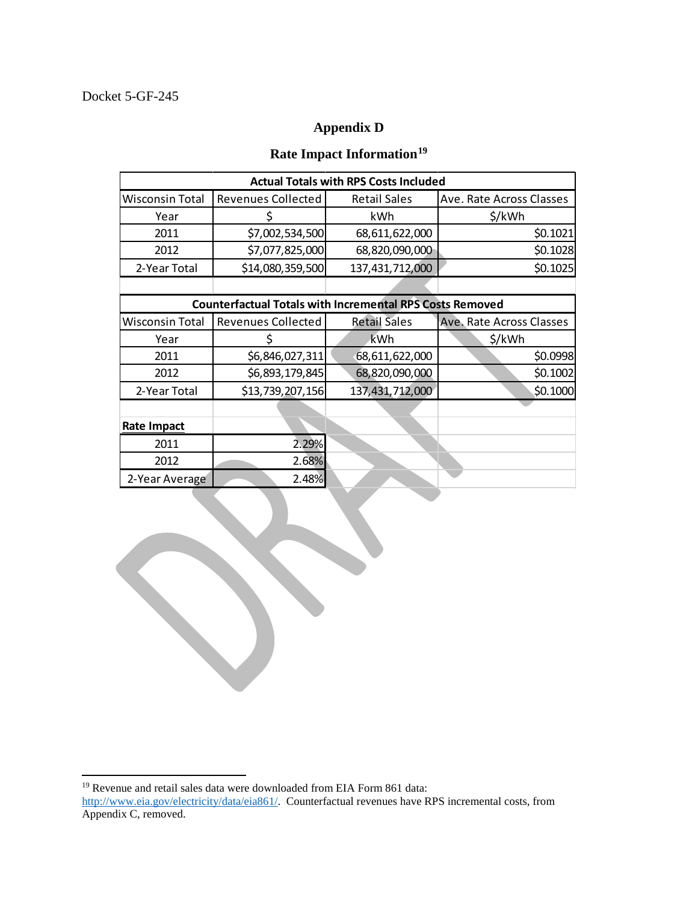Docket 5-GF-245

## Appendix D

## Rate Impact Information[19]

| Actual Totals with RPS Costs Included | | | |
|---|---|---|---|
| Wisconsin Total | Revenues Collected | Retail Sales | Ave. Rate Across Classes |
| Year | $ | kWh | $/kWh |
| 2011 | $7,002,534,500 | 68,611,622,000 | $0.1021 |
| 2012 | $7,077,825,000 | 68,820,090,000 | $0.1028 |
| 2-Year Total | $14,080,359,500 | 137,431,712,000 | $0.1025 |

| Counterfactual Totals with Incremental RPS Costs Removed | | | |
|---|---|---|---|
| Wisconsin Total | Revenues Collected | Retail Sales | Ave. Rate Across Classes |
| Year | $ | kWh | $/kWh |
| 2011 | $6,846,027,311 | 68,611,622,000 | $0.0998 |
| 2012 | $6,893,179,845 | 68,820,090,000 | $0.1002 |
| 2-Year Total | $13,739,207,156 | 137,431,712,000 | $0.1000 |

| **Rate Impact** | |
|---|---|
| 2011 | 2.29% |
| 2012 | 2.68% |
| 2-Year Average | 2.48% |

---

[19] Revenue and retail sales data were downloaded from EIA Form 861 data: http://www.eia.gov/electricity/data/eia861/. Counterfactual revenues have RPS incremental costs, from Appendix C, removed.